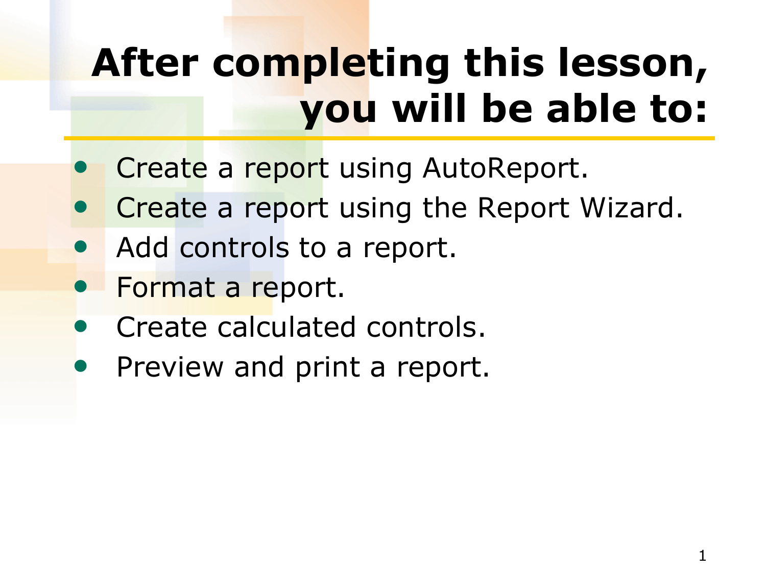# After completing this lesson, you will be able to:

- Create a report using AutoReport.
- Create a report using the Report Wizard.
- Add controls to a report.
- Format a report.
- Create calculated controls.
- Preview and print a report.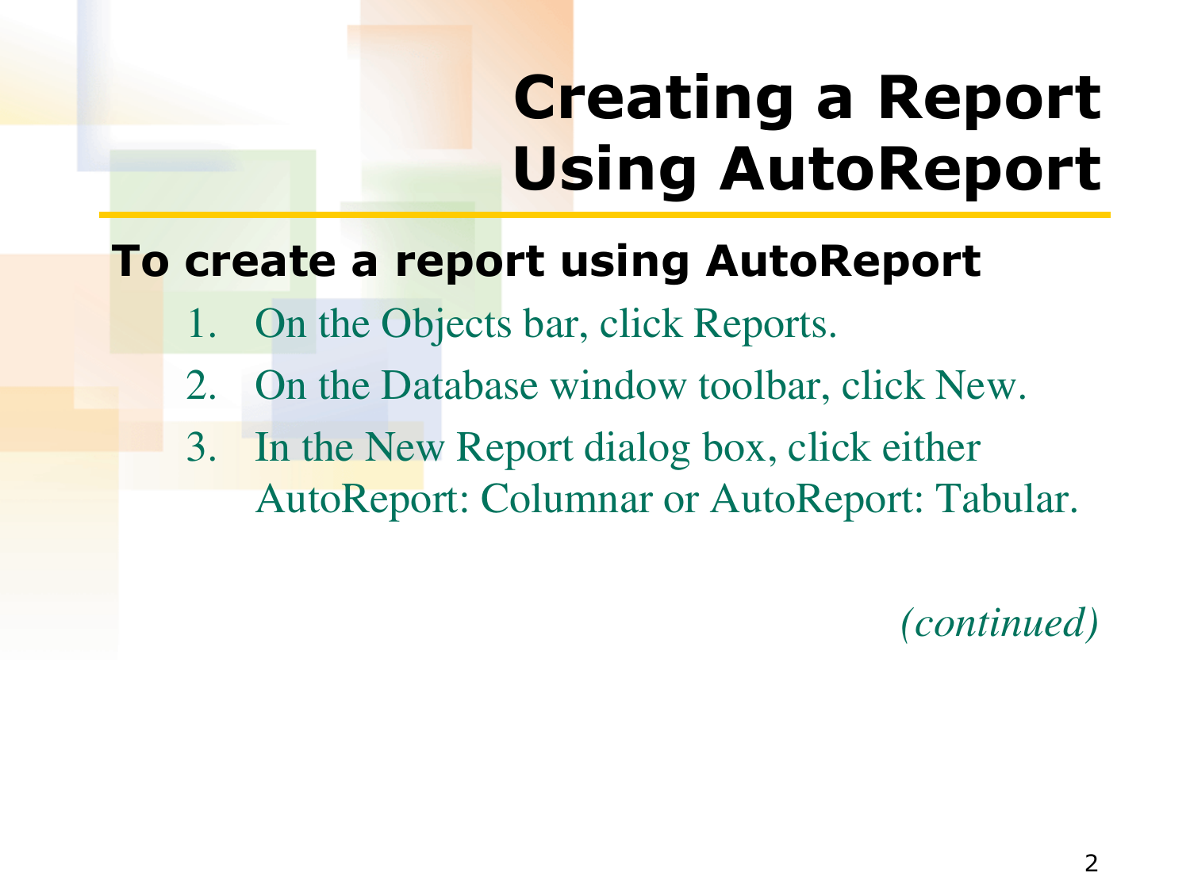# Creating a Report Using AutoReport

**To create a report using AutoReport**

1. On the Objects bar, click Reports.
2. On the Database window toolbar, click New.
3. In the New Report dialog box, click either AutoReport: Columnar or AutoReport: Tabular.

*(continued)*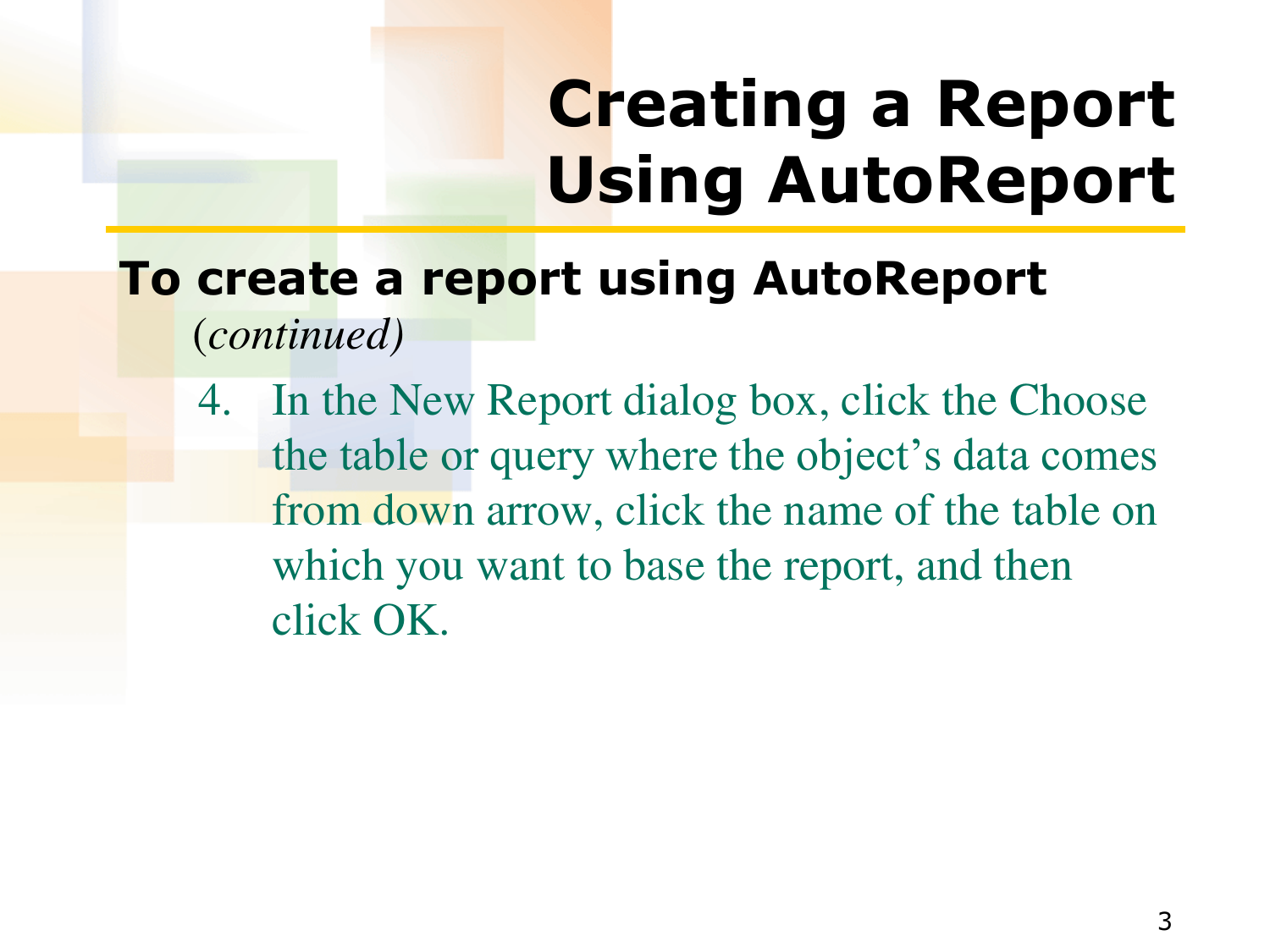# Creating a Report Using AutoReport

**To create a report using AutoReport** *(continued)*

4. In the New Report dialog box, click the Choose the table or query where the object's data comes from down arrow, click the name of the table on which you want to base the report, and then click OK.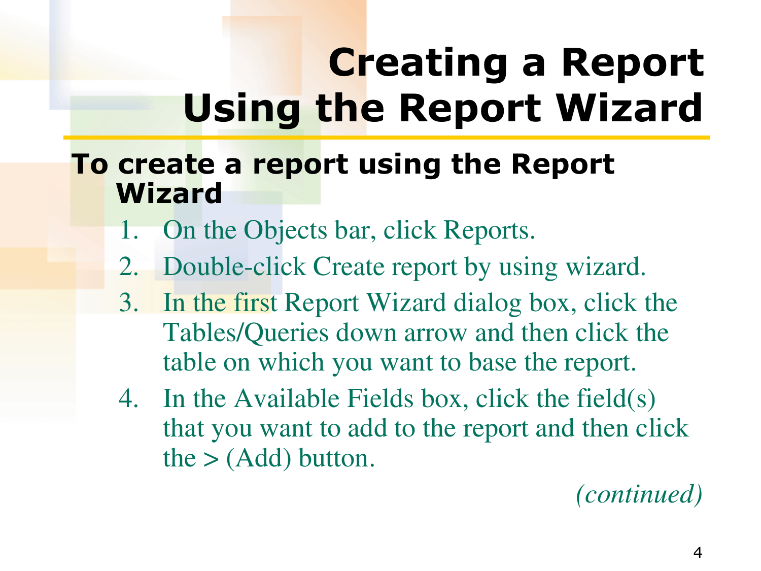# Creating a Report Using the Report Wizard

**To create a report using the Report Wizard**

1. On the Objects bar, click Reports.
2. Double-click Create report by using wizard.
3. In the first Report Wizard dialog box, click the Tables/Queries down arrow and then click the table on which you want to base the report.
4. In the Available Fields box, click the field(s) that you want to add to the report and then click the > (Add) button.

*(continued)*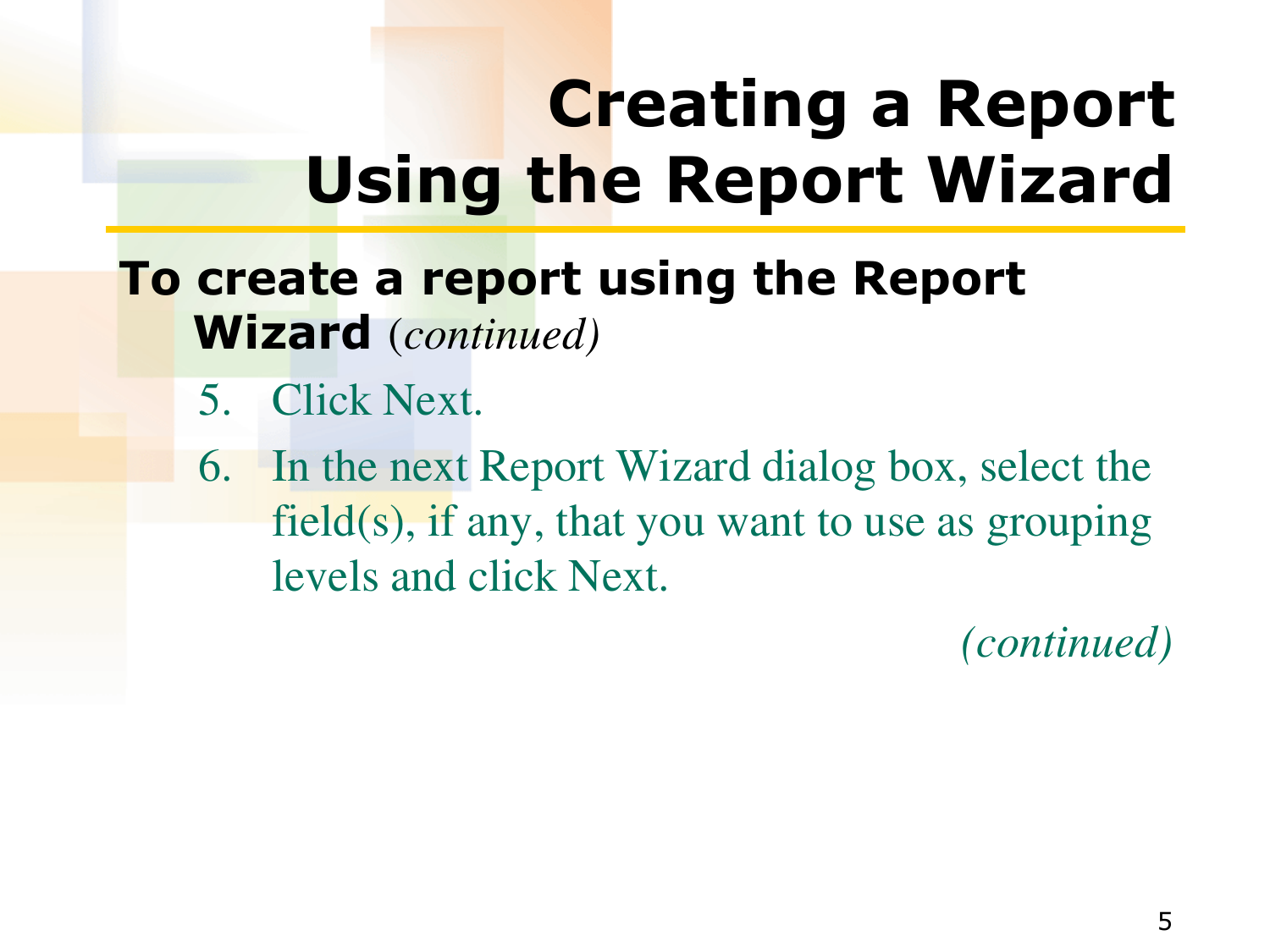# Creating a Report Using the Report Wizard

**To create a report using the Report Wizard** *(continued)*

5. Click Next.
6. In the next Report Wizard dialog box, select the field(s), if any, that you want to use as grouping levels and click Next.

*(continued)*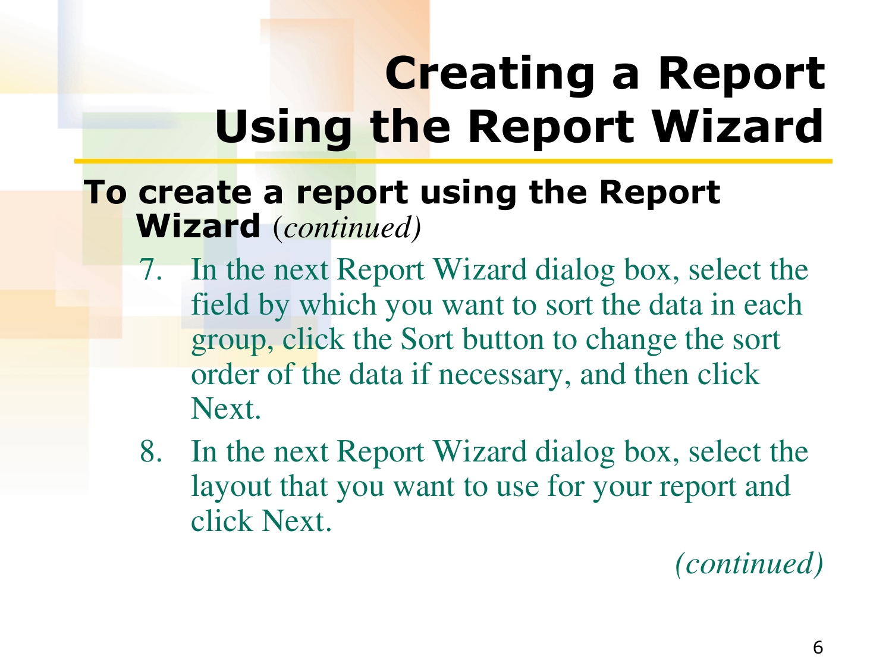# Creating a Report Using the Report Wizard

**To create a report using the Report Wizard** *(continued)*

7. In the next Report Wizard dialog box, select the field by which you want to sort the data in each group, click the Sort button to change the sort order of the data if necessary, and then click Next.
8. In the next Report Wizard dialog box, select the layout that you want to use for your report and click Next.

*(continued)*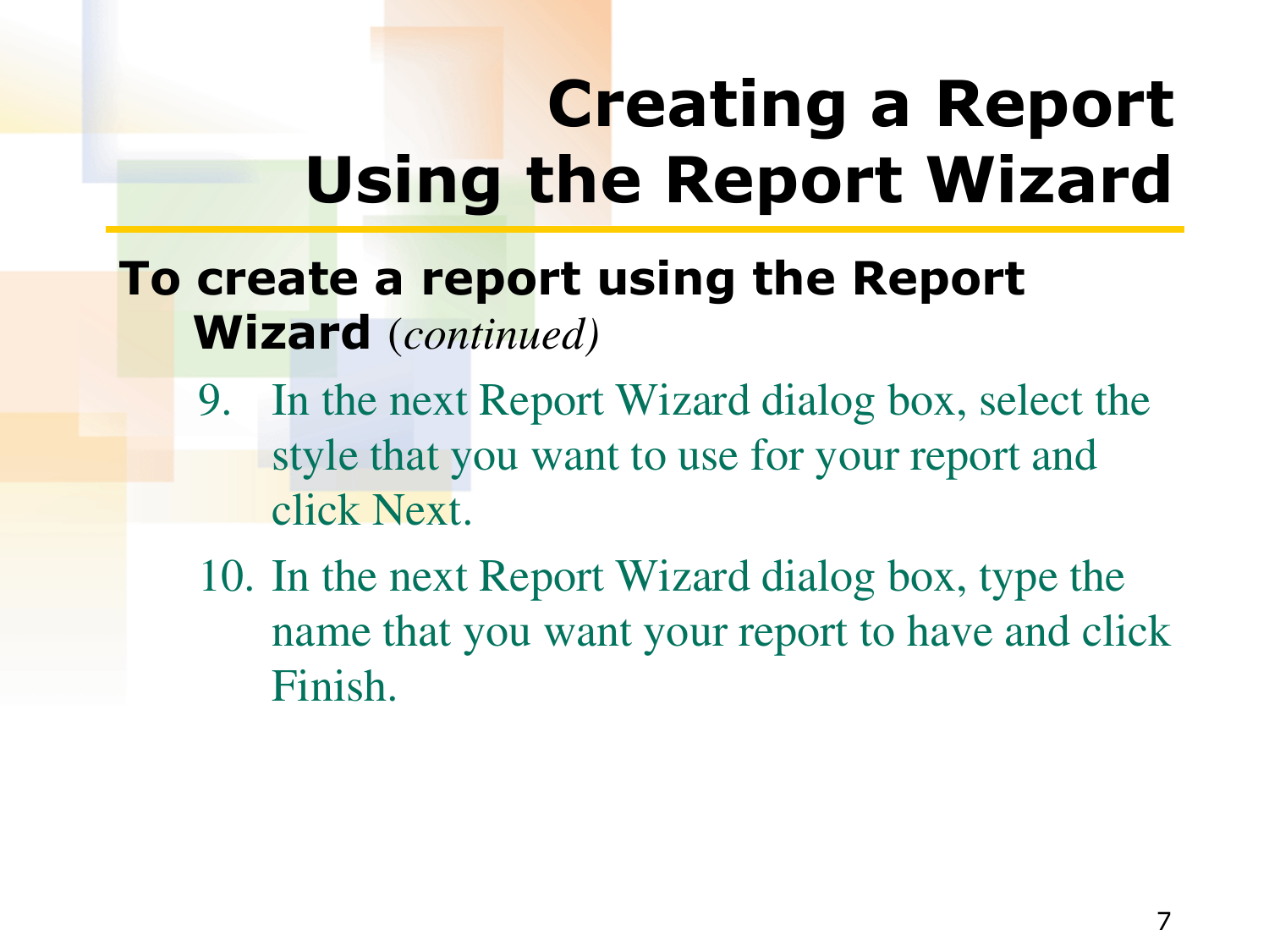# Creating a Report Using the Report Wizard

**To create a report using the Report Wizard** *(continued)*

9. In the next Report Wizard dialog box, select the style that you want to use for your report and click Next.
10. In the next Report Wizard dialog box, type the name that you want your report to have and click Finish.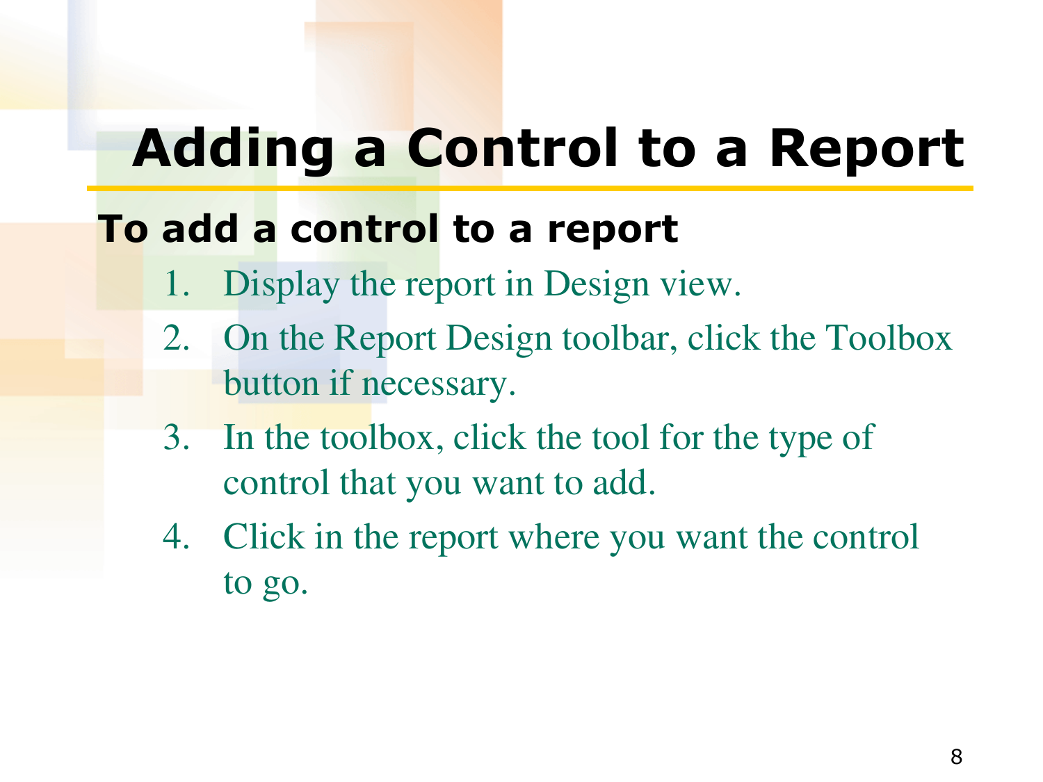# Adding a Control to a Report

**To add a control to a report**

1. Display the report in Design view.
2. On the Report Design toolbar, click the Toolbox button if necessary.
3. In the toolbox, click the tool for the type of control that you want to add.
4. Click in the report where you want the control to go.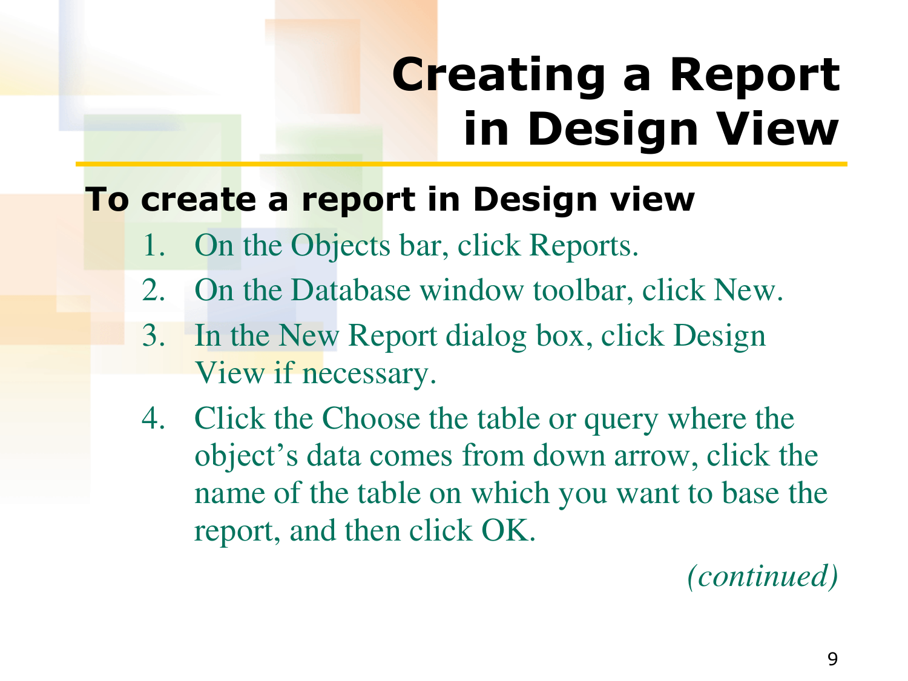# Creating a Report in Design View

**To create a report in Design view**

1. On the Objects bar, click Reports.
2. On the Database window toolbar, click New.
3. In the New Report dialog box, click Design View if necessary.
4. Click the Choose the table or query where the object's data comes from down arrow, click the name of the table on which you want to base the report, and then click OK.

*(continued)*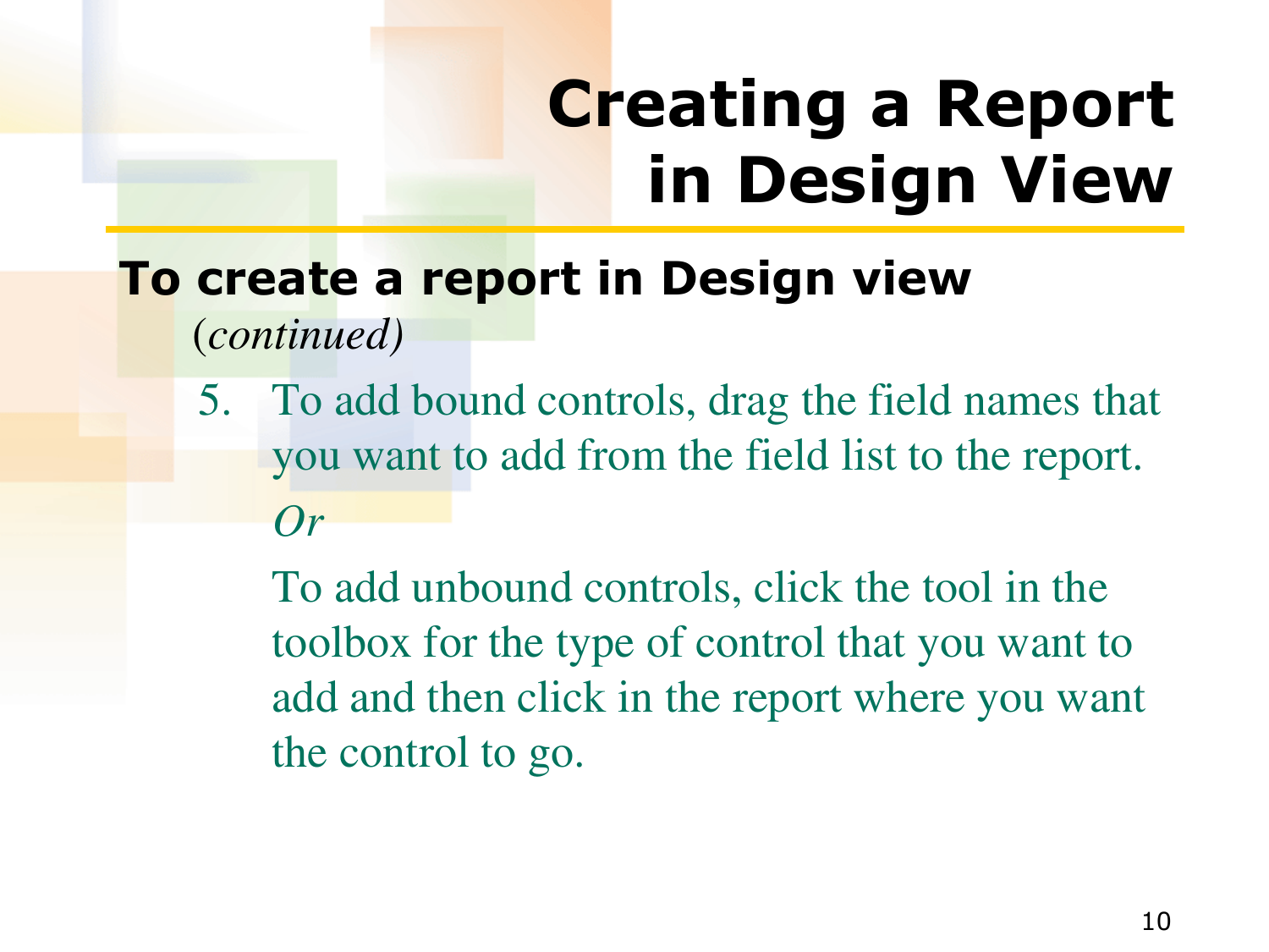# Creating a Report in Design View

**To create a report in Design view** (*continued)*

5. To add bound controls, drag the field names that you want to add from the field list to the report.

   *Or*

   To add unbound controls, click the tool in the toolbox for the type of control that you want to add and then click in the report where you want the control to go.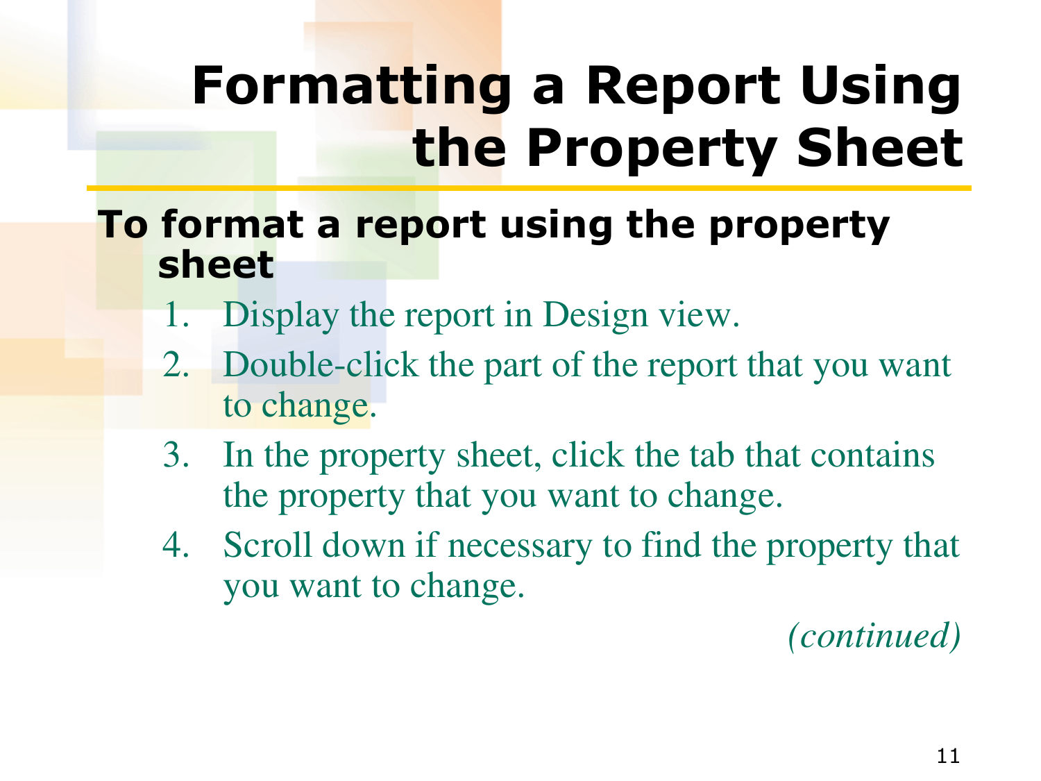# Formatting a Report Using the Property Sheet

**To format a report using the property sheet**

1. Display the report in Design view.
2. Double-click the part of the report that you want to change.
3. In the property sheet, click the tab that contains the property that you want to change.
4. Scroll down if necessary to find the property that you want to change.

*(continued)*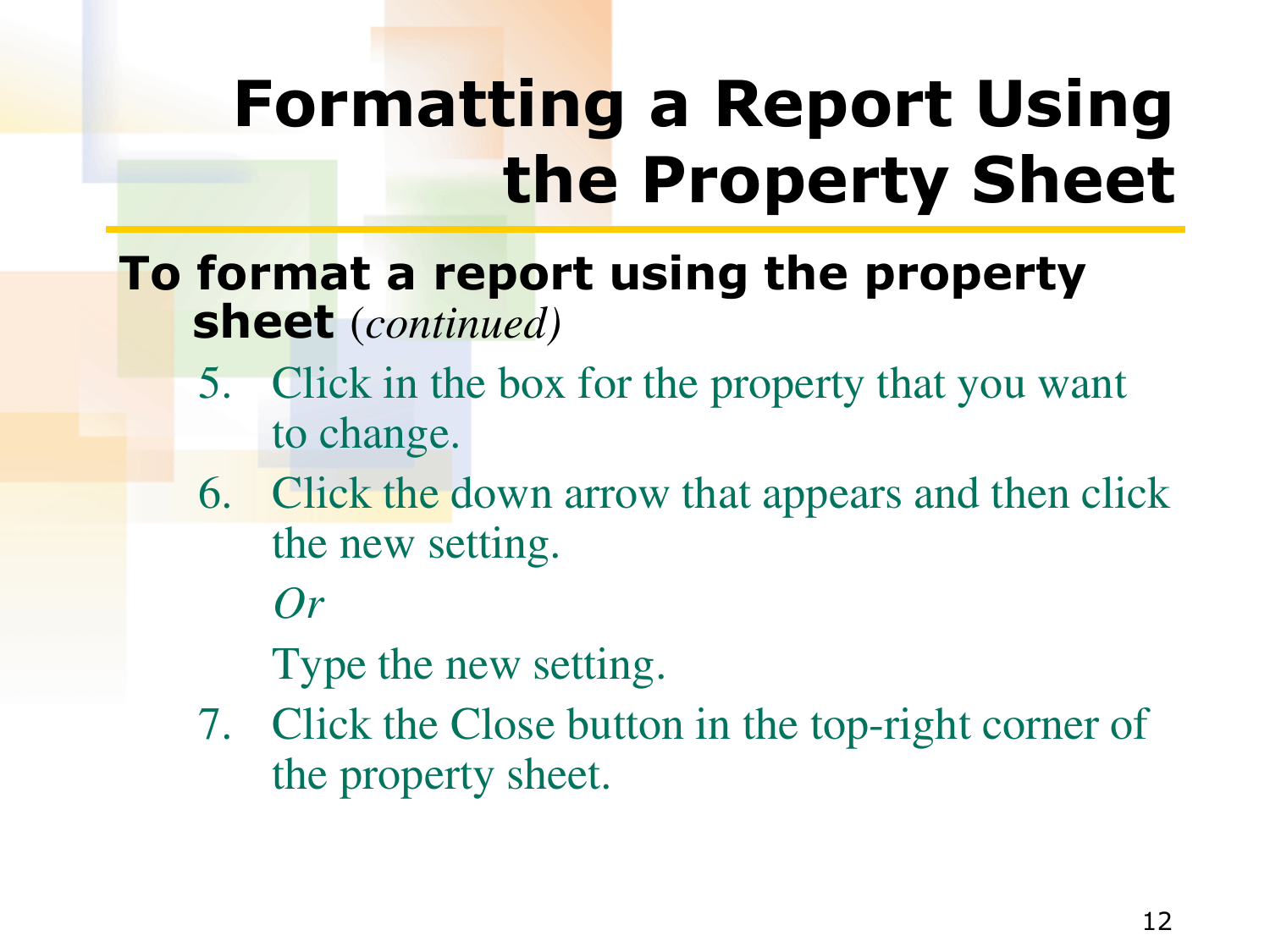# Formatting a Report Using the Property Sheet

**To format a report using the property sheet** *(continued)*

5. Click in the box for the property that you want to change.
6. Click the down arrow that appears and then click the new setting.

   *Or*

   Type the new setting.
7. Click the Close button in the top-right corner of the property sheet.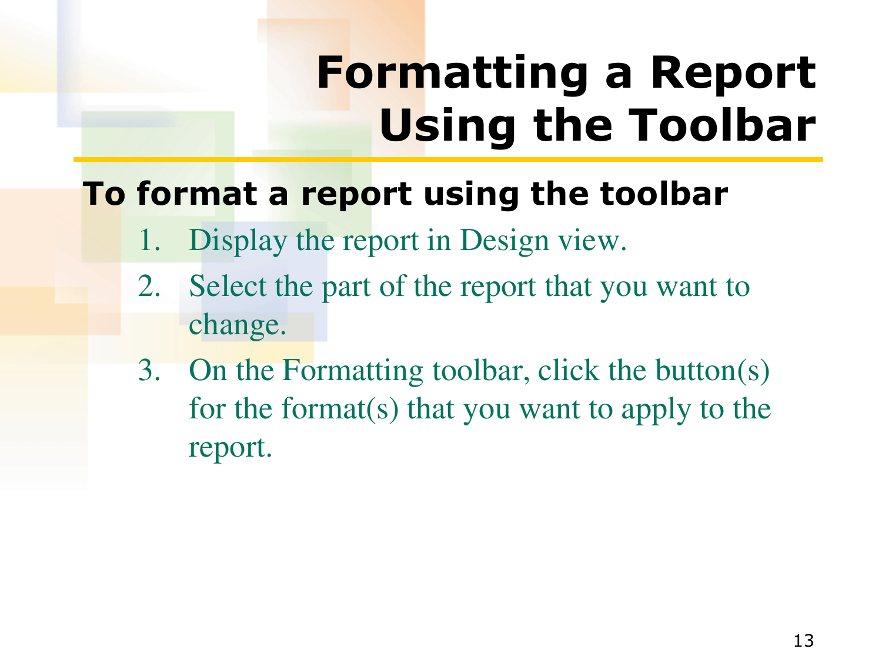# Formatting a Report Using the Toolbar

**To format a report using the toolbar**

1. Display the report in Design view.
2. Select the part of the report that you want to change.
3. On the Formatting toolbar, click the button(s) for the format(s) that you want to apply to the report.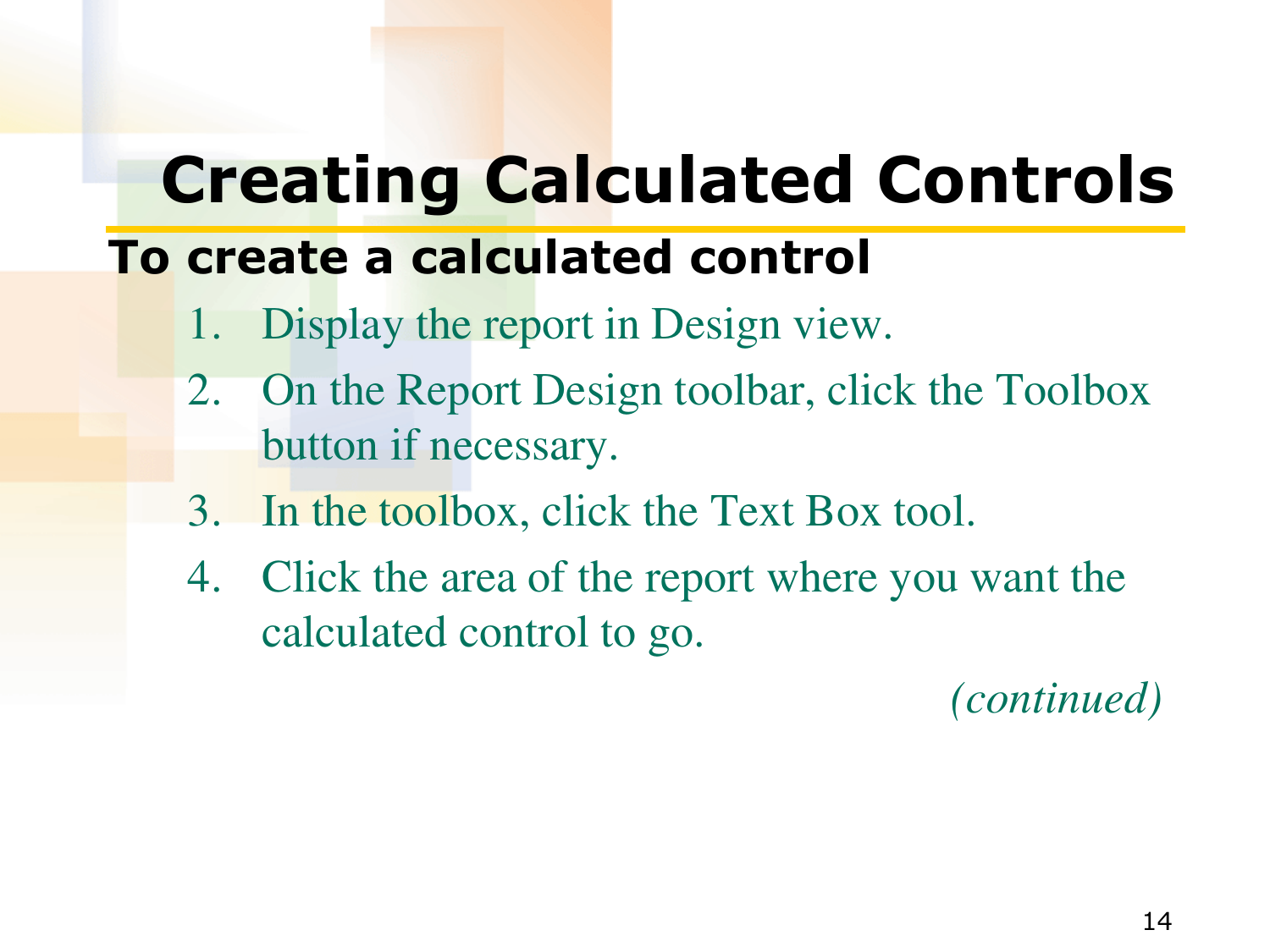# Creating Calculated Controls

**To create a calculated control**

1. Display the report in Design view.
2. On the Report Design toolbar, click the Toolbox button if necessary.
3. In the toolbox, click the Text Box tool.
4. Click the area of the report where you want the calculated control to go.

*(continued)*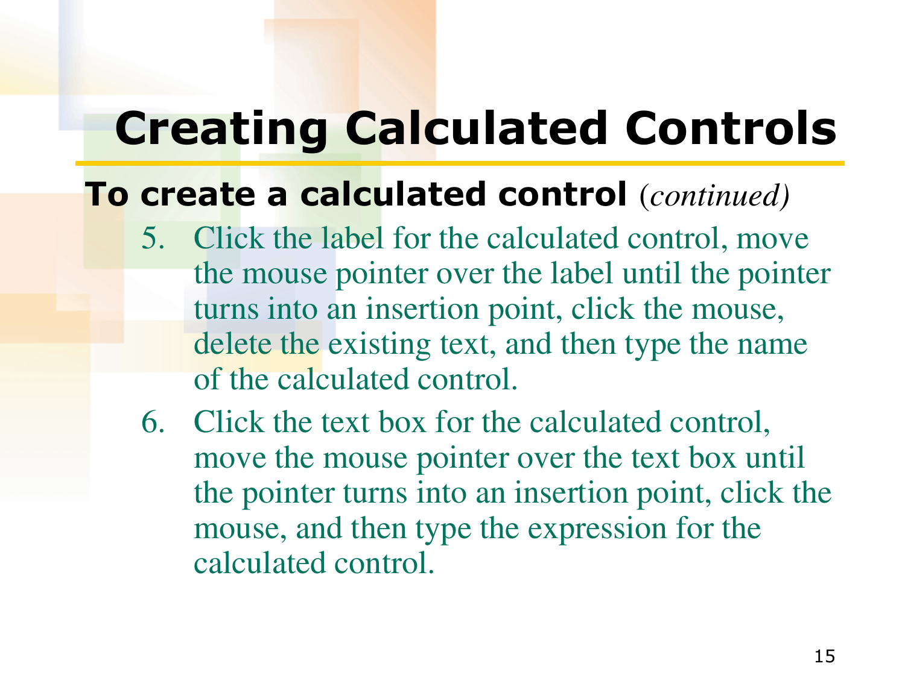# Creating Calculated Controls

**To create a calculated control** *(continued)*

5. Click the label for the calculated control, move the mouse pointer over the label until the pointer turns into an insertion point, click the mouse, delete the existing text, and then type the name of the calculated control.
6. Click the text box for the calculated control, move the mouse pointer over the text box until the pointer turns into an insertion point, click the mouse, and then type the expression for the calculated control.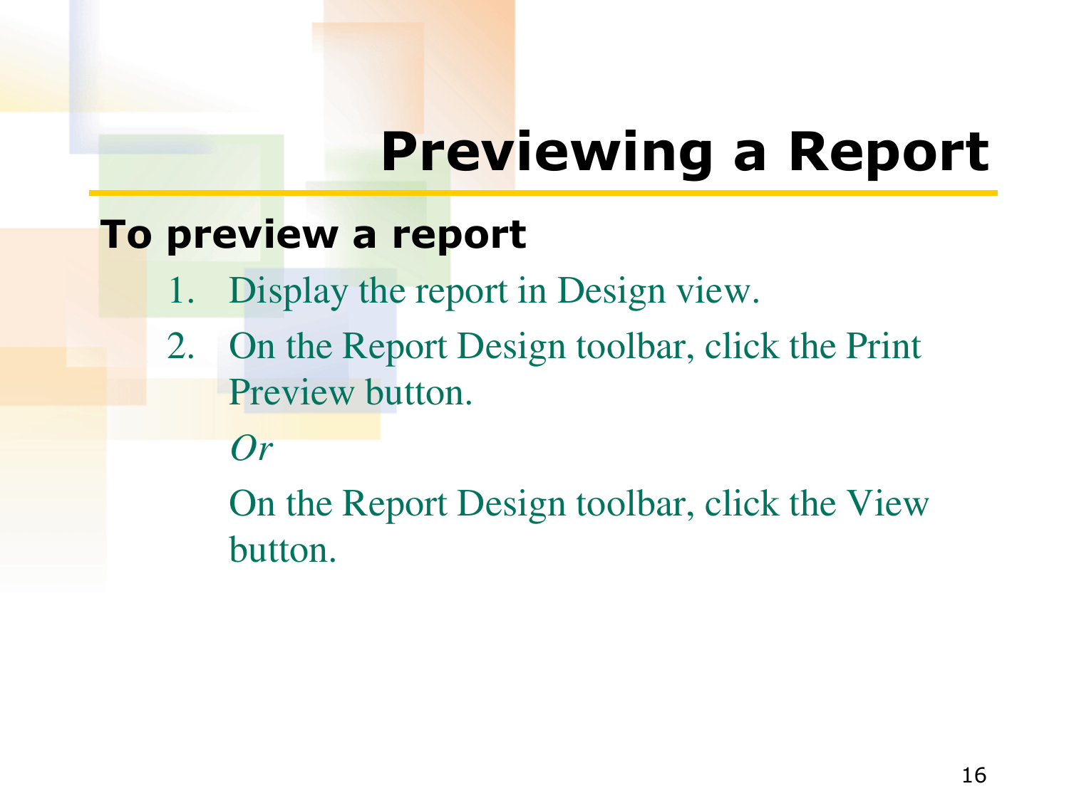# Previewing a Report

**To preview a report**

1. Display the report in Design view.
2. On the Report Design toolbar, click the Print Preview button.

   *Or*

   On the Report Design toolbar, click the View button.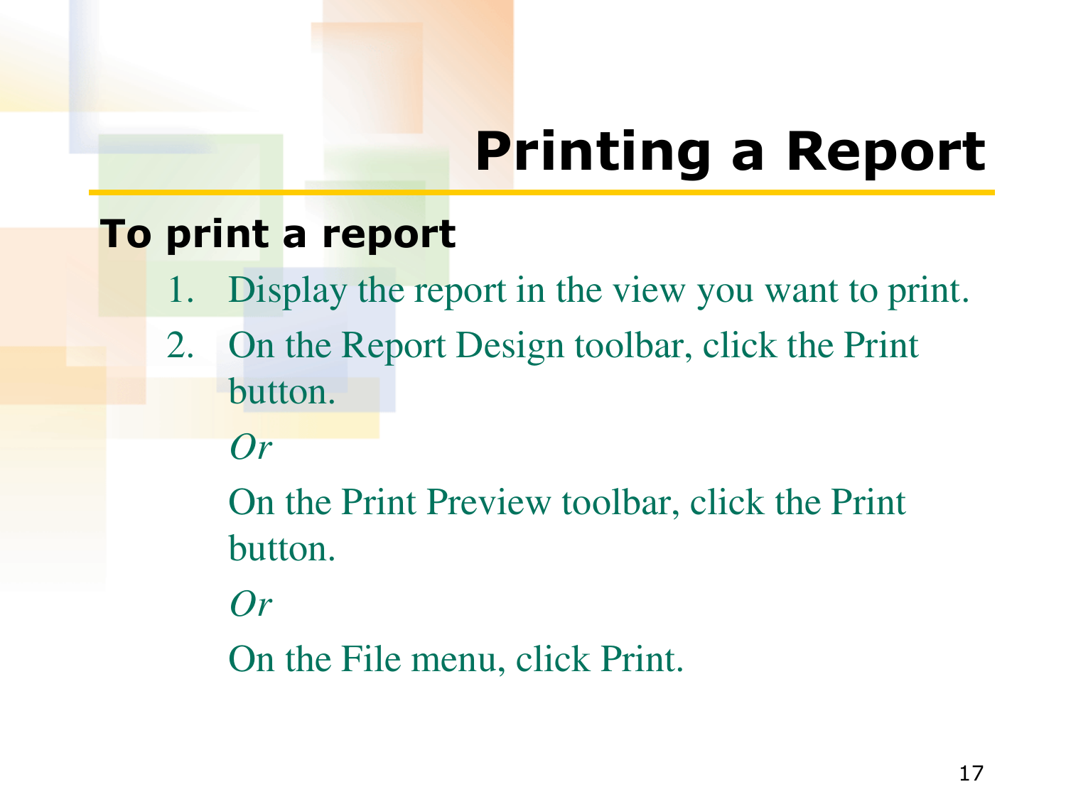# Printing a Report

**To print a report**

1. Display the report in the view you want to print.
2. On the Report Design toolbar, click the Print button.

   *Or*

   On the Print Preview toolbar, click the Print button.

   *Or*

   On the File menu, click Print.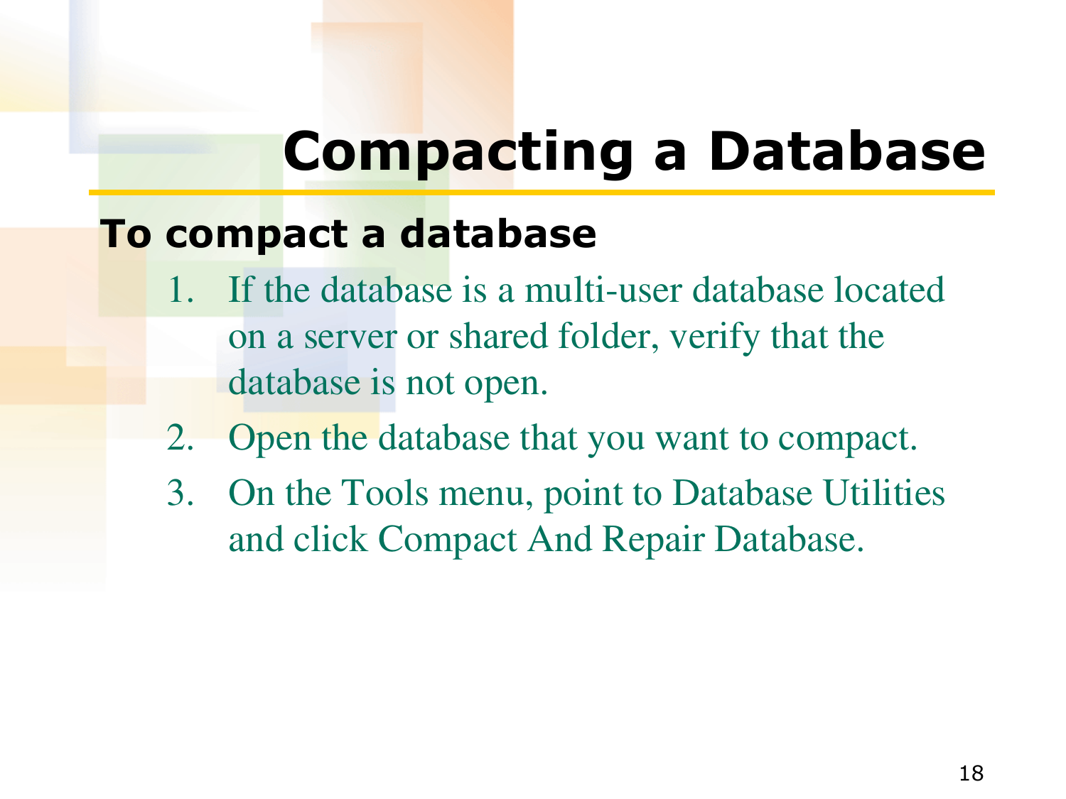# Compacting a Database

**To compact a database**

1. If the database is a multi-user database located on a server or shared folder, verify that the database is not open.
2. Open the database that you want to compact.
3. On the Tools menu, point to Database Utilities and click Compact And Repair Database.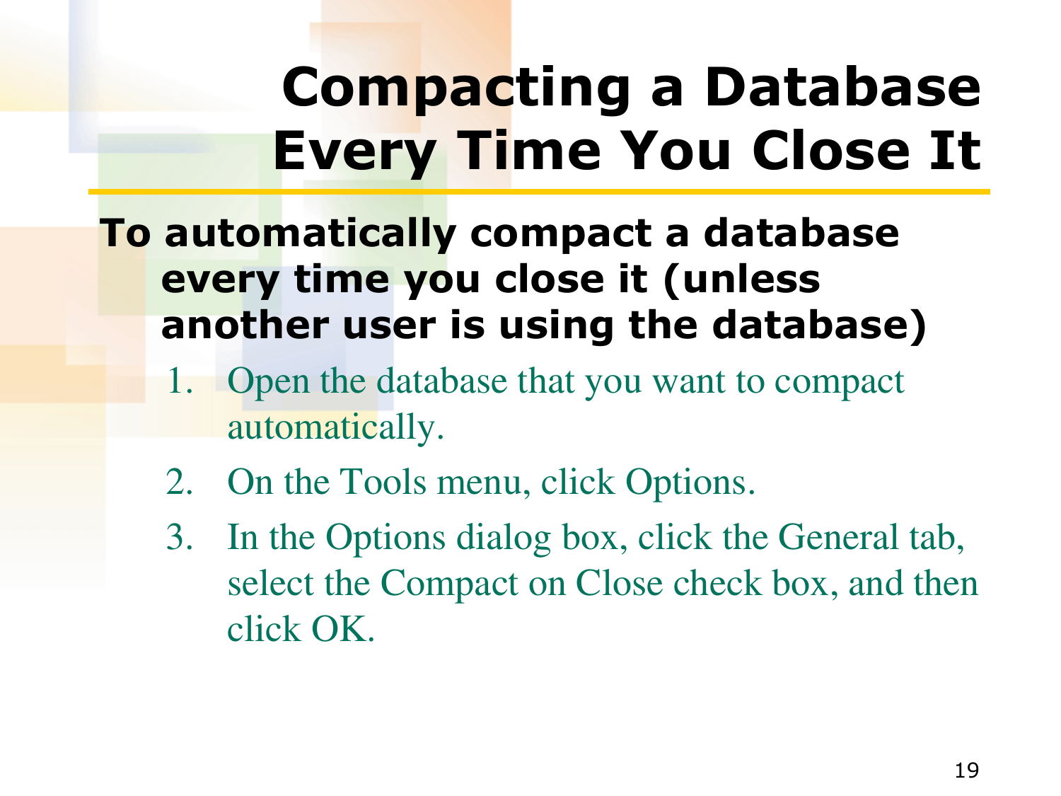# Compacting a Database Every Time You Close It

**To automatically compact a database every time you close it (unless another user is using the database)**

1. Open the database that you want to compact automatically.
2. On the Tools menu, click Options.
3. In the Options dialog box, click the General tab, select the Compact on Close check box, and then click OK.